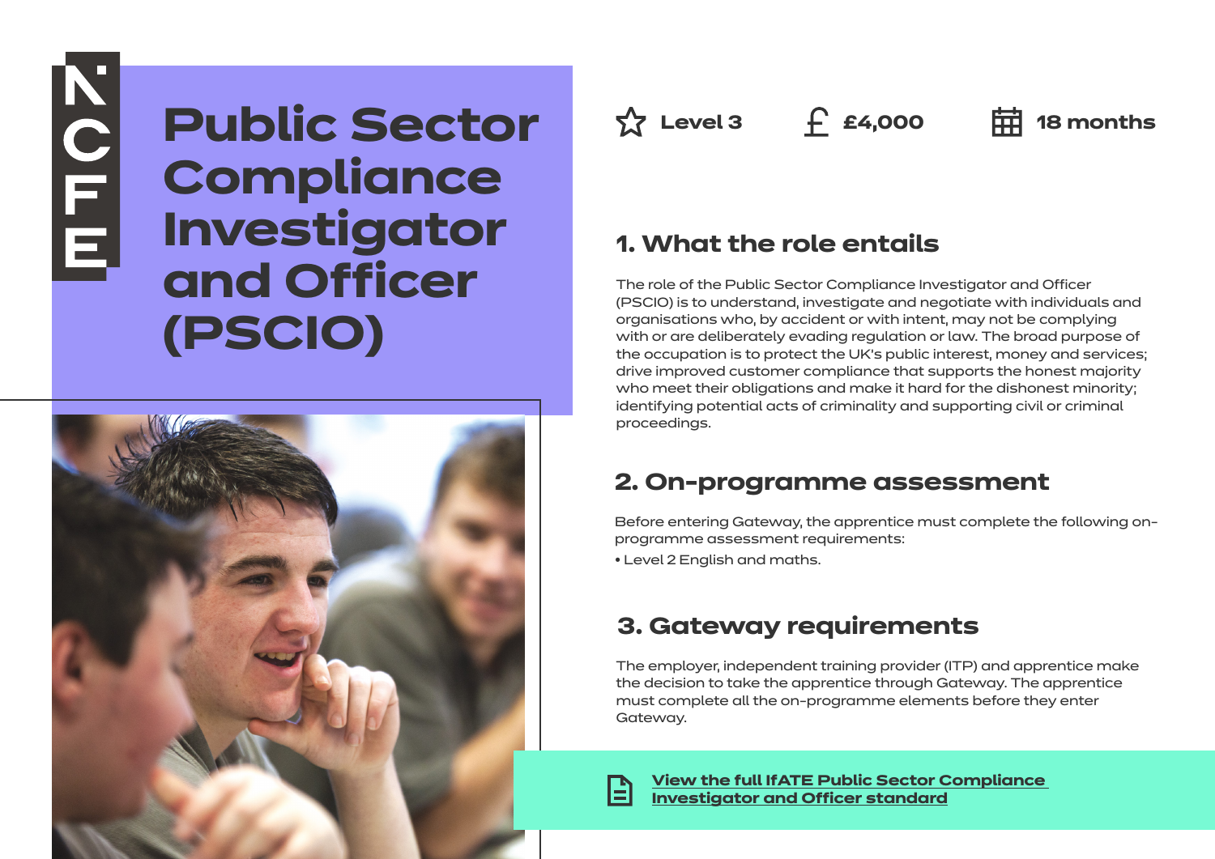NCFE

# Public Sector Compliance Investigator and Officer (PSCIO)

Level 3 | £4,000 | 18 months

## 1. What the role entails

The role of the Public Sector Compliance Investigator and Officer (PSCIO) is to understand, investigate and negotiate with individuals and organisations who, by accident or with intent, may not be complying with or are deliberately evading regulation or law. The broad purpose of the occupation is to protect the UK's public interest, money and services; drive improved customer compliance that supports the honest majority who meet their obligations and make it hard for the dishonest minority; identifying potential acts of criminality and supporting civil or criminal proceedings.

## 2. On-programme assessment

Before entering Gateway, the apprentice must complete the following on-programme assessment requirements:

- Level 2 English and maths.

## 3. Gateway requirements

The employer, independent training provider (ITP) and apprentice make the decision to take the apprentice through Gateway. The apprentice must complete all the on-programme elements before they enter Gateway.

**View the full IfATE Public Sector Compliance Investigator and Officer standard**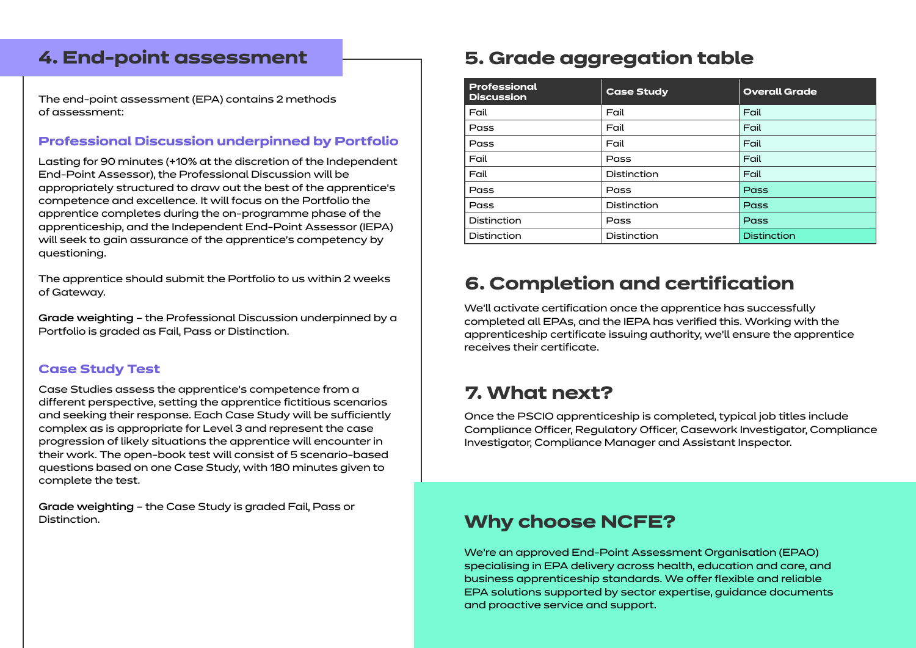## 4. End-point assessment

The end-point assessment (EPA) contains 2 methods of assessment:

### Professional Discussion underpinned by Portfolio

Lasting for 90 minutes (+10% at the discretion of the Independent End-Point Assessor), the Professional Discussion will be appropriately structured to draw out the best of the apprentice's competence and excellence. It will focus on the Portfolio the apprentice completes during the on-programme phase of the apprenticeship, and the Independent End-Point Assessor (IEPA) will seek to gain assurance of the apprentice's competency by questioning.

The apprentice should submit the Portfolio to us within 2 weeks of Gateway.

**Grade weighting** – the Professional Discussion underpinned by a Portfolio is graded as Fail, Pass or Distinction.

### Case Study Test

Case Studies assess the apprentice's competence from a different perspective, setting the apprentice fictitious scenarios and seeking their response. Each Case Study will be sufficiently complex as is appropriate for Level 3 and represent the case progression of likely situations the apprentice will encounter in their work. The open-book test will consist of 5 scenario-based questions based on one Case Study, with 180 minutes given to complete the test.

**Grade weighting** – the Case Study is graded Fail, Pass or Distinction.

## 5. Grade aggregation table

| Professional Discussion | Case Study | Overall Grade |
|---|---|---|
| Fail | Fail | Fail |
| Pass | Fail | Fail |
| Pass | Fail | Fail |
| Fail | Pass | Fail |
| Fail | Distinction | Fail |
| Pass | Pass | Pass |
| Pass | Distinction | Pass |
| Distinction | Pass | Pass |
| Distinction | Distinction | Distinction |

## 6. Completion and certification

We'll activate certification once the apprentice has successfully completed all EPAs, and the IEPA has verified this. Working with the apprenticeship certificate issuing authority, we'll ensure the apprentice receives their certificate.

## 7. What next?

Once the PSCIO apprenticeship is completed, typical job titles include Compliance Officer, Regulatory Officer, Casework Investigator, Compliance Investigator, Compliance Manager and Assistant Inspector.

## Why choose NCFE?

We're an approved End-Point Assessment Organisation (EPAO) specialising in EPA delivery across health, education and care, and business apprenticeship standards. We offer flexible and reliable EPA solutions supported by sector expertise, guidance documents and proactive service and support.